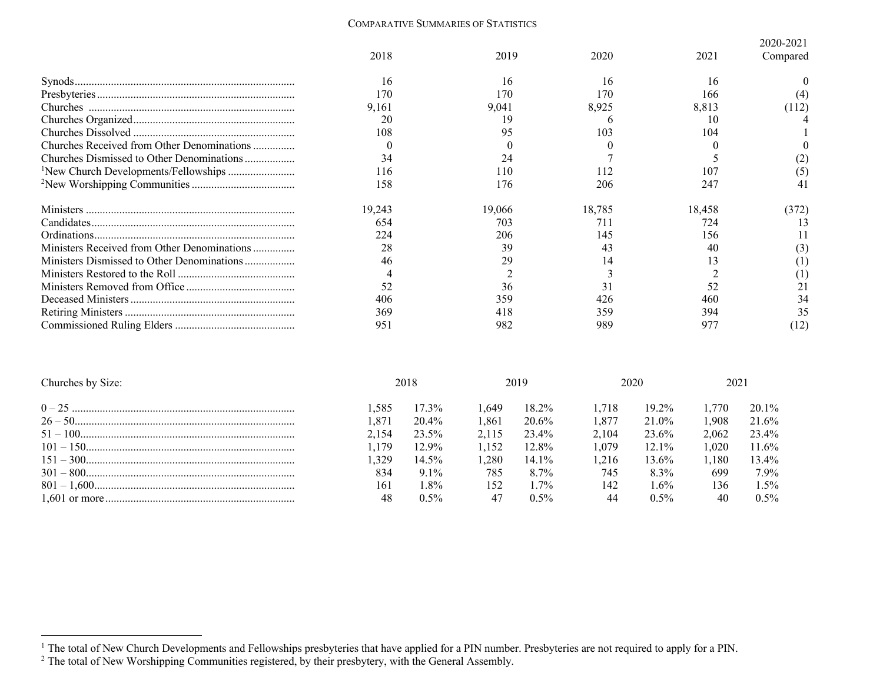# Comparative Summaries of Statistics

| | 2018 | 2019 | 2020 | 2021 | 2020-2021 Compared |
|---|---|---|---|---|---|
| Synods | 16 | 16 | 16 | 16 | 0 |
| Presbyteries | 170 | 170 | 170 | 166 | (4) |
| Churches | 9,161 | 9,041 | 8,925 | 8,813 | (112) |
| Churches Organized | 20 | 19 | 6 | 10 | 4 |
| Churches Dissolved | 108 | 95 | 103 | 104 | 1 |
| Churches Received from Other Denominations | 0 | 0 | 0 | 0 | 0 |
| Churches Dismissed to Other Denominations | 34 | 24 | 7 | 5 | (2) |
| [1]New Church Developments/Fellowships | 116 | 110 | 112 | 107 | (5) |
| [2]New Worshipping Communities | 158 | 176 | 206 | 247 | 41 |
| Ministers | 19,243 | 19,066 | 18,785 | 18,458 | (372) |
| Candidates | 654 | 703 | 711 | 724 | 13 |
| Ordinations | 224 | 206 | 145 | 156 | 11 |
| Ministers Received from Other Denominations | 28 | 39 | 43 | 40 | (3) |
| Ministers Dismissed to Other Denominations | 46 | 29 | 14 | 13 | (1) |
| Ministers Restored to the Roll | 4 | 2 | 3 | 2 | (1) |
| Ministers Removed from Office | 52 | 36 | 31 | 52 | 21 |
| Deceased Ministers | 406 | 359 | 426 | 460 | 34 |
| Retiring Ministers | 369 | 418 | 359 | 394 | 35 |
| Commissioned Ruling Elders | 951 | 982 | 989 | 977 | (12) |

| Churches by Size: | 2018 | | 2019 | | 2020 | | 2021 | |
|---|---|---|---|---|---|---|---|---|
| 0 – 25 | 1,585 | 17.3% | 1,649 | 18.2% | 1,718 | 19.2% | 1,770 | 20.1% |
| 26 – 50 | 1,871 | 20.4% | 1,861 | 20.6% | 1,877 | 21.0% | 1,908 | 21.6% |
| 51 – 100 | 2,154 | 23.5% | 2,115 | 23.4% | 2,104 | 23.6% | 2,062 | 23.4% |
| 101 – 150 | 1,179 | 12.9% | 1,152 | 12.8% | 1,079 | 12.1% | 1,020 | 11.6% |
| 151 – 300 | 1,329 | 14.5% | 1,280 | 14.1% | 1,216 | 13.6% | 1,180 | 13.4% |
| 301 – 800 | 834 | 9.1% | 785 | 8.7% | 745 | 8.3% | 699 | 7.9% |
| 801 – 1,600 | 161 | 1.8% | 152 | 1.7% | 142 | 1.6% | 136 | 1.5% |
| 1,601 or more | 48 | 0.5% | 47 | 0.5% | 44 | 0.5% | 40 | 0.5% |

[1] The total of New Church Developments and Fellowships presbyteries that have applied for a PIN number. Presbyteries are not required to apply for a PIN.

[2] The total of New Worshipping Communities registered, by their presbytery, with the General Assembly.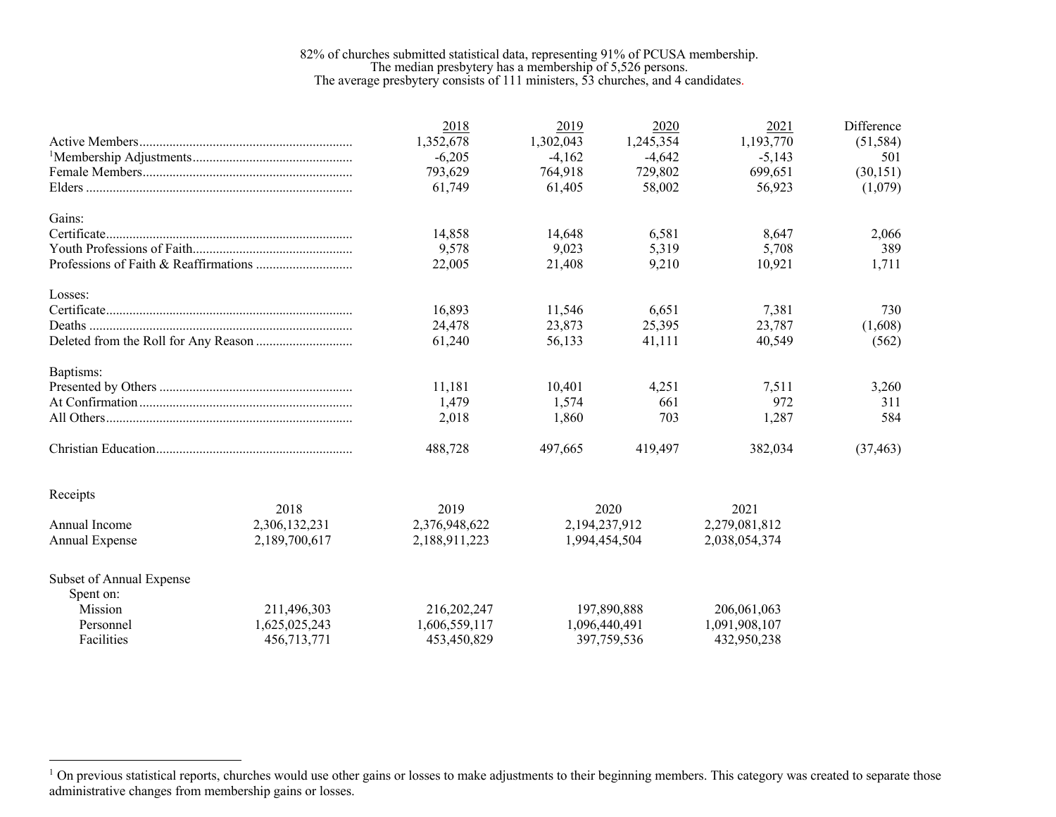82% of churches submitted statistical data, representing 91% of PCUSA membership.
The median presbytery has a membership of 5,526 persons.
The average presbytery consists of 111 ministers, 53 churches, and 4 candidates.

| | 2018 | 2019 | 2020 | 2021 | Difference |
|---|---|---|---|---|---|
| Active Members | 1,352,678 | 1,302,043 | 1,245,354 | 1,193,770 | (51,584) |
| [1]Membership Adjustments | -6,205 | -4,162 | -4,642 | -5,143 | 501 |
| Female Members | 793,629 | 764,918 | 729,802 | 699,651 | (30,151) |
| Elders | 61,749 | 61,405 | 58,002 | 56,923 | (1,079) |
| **Gains:** | | | | | |
| Certificate | 14,858 | 14,648 | 6,581 | 8,647 | 2,066 |
| Youth Professions of Faith | 9,578 | 9,023 | 5,319 | 5,708 | 389 |
| Professions of Faith & Reaffirmations | 22,005 | 21,408 | 9,210 | 10,921 | 1,711 |
| **Losses:** | | | | | |
| Certificate | 16,893 | 11,546 | 6,651 | 7,381 | 730 |
| Deaths | 24,478 | 23,873 | 25,395 | 23,787 | (1,608) |
| Deleted from the Roll for Any Reason | 61,240 | 56,133 | 41,111 | 40,549 | (562) |
| **Baptisms:** | | | | | |
| Presented by Others | 11,181 | 10,401 | 4,251 | 7,511 | 3,260 |
| At Confirmation | 1,479 | 1,574 | 661 | 972 | 311 |
| All Others | 2,018 | 1,860 | 703 | 1,287 | 584 |
| Christian Education | 488,728 | 497,665 | 419,497 | 382,034 | (37,463) |

**Receipts**

| | 2018 | 2019 | 2020 | 2021 |
|---|---|---|---|---|
| Annual Income | 2,306,132,231 | 2,376,948,622 | 2,194,237,912 | 2,279,081,812 |
| Annual Expense | 2,189,700,617 | 2,188,911,223 | 1,994,454,504 | 2,038,054,374 |
| **Subset of Annual Expense Spent on:** | | | | |
| Mission | 211,496,303 | 216,202,247 | 197,890,888 | 206,061,063 |
| Personnel | 1,625,025,243 | 1,606,559,117 | 1,096,440,491 | 1,091,908,107 |
| Facilities | 456,713,771 | 453,450,829 | 397,759,536 | 432,950,238 |

[1] On previous statistical reports, churches would use other gains or losses to make adjustments to their beginning members. This category was created to separate those administrative changes from membership gains or losses.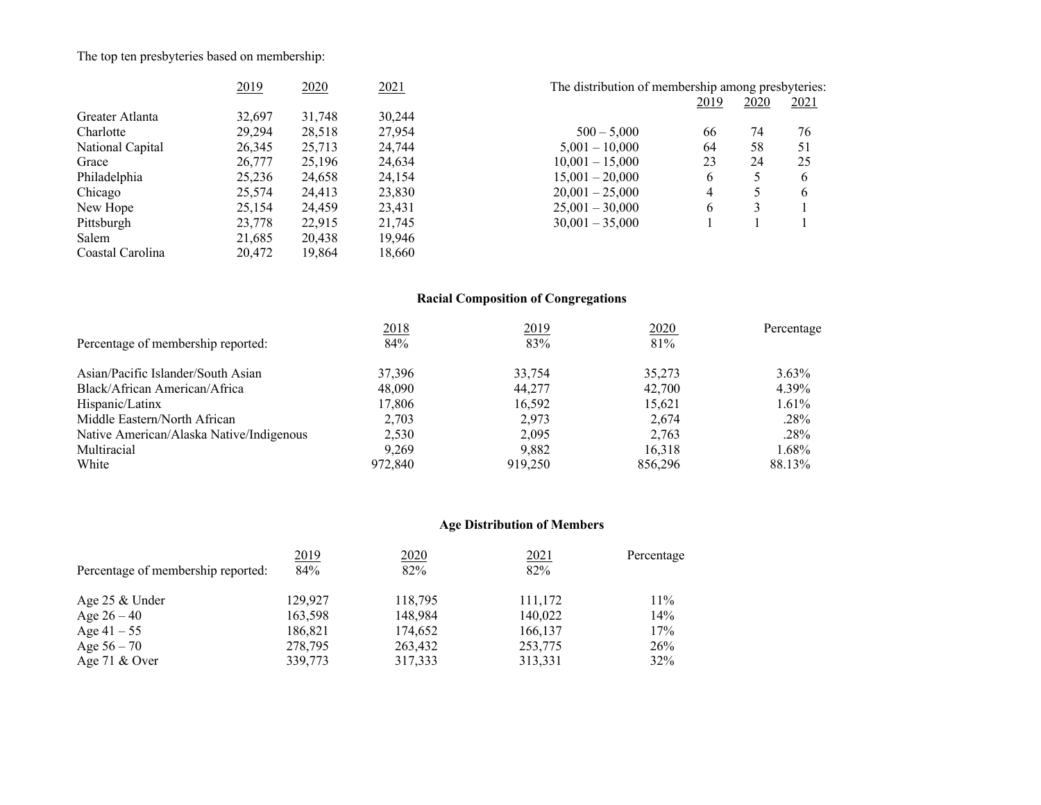The top ten presbyteries based on membership:

| | 2019 | 2020 | 2021 |
|---|---|---|---|
| Greater Atlanta | 32,697 | 31,748 | 30,244 |
| Charlotte | 29,294 | 28,518 | 27,954 |
| National Capital | 26,345 | 25,713 | 24,744 |
| Grace | 26,777 | 25,196 | 24,634 |
| Philadelphia | 25,236 | 24,658 | 24,154 |
| Chicago | 25,574 | 24,413 | 23,830 |
| New Hope | 25,154 | 24,459 | 23,431 |
| Pittsburgh | 23,778 | 22,915 | 21,745 |
| Salem | 21,685 | 20,438 | 19,946 |
| Coastal Carolina | 20,472 | 19,864 | 18,660 |

The distribution of membership among presbyteries:

| | 2019 | 2020 | 2021 |
|---|---|---|---|
| 500 – 5,000 | 66 | 74 | 76 |
| 5,001 – 10,000 | 64 | 58 | 51 |
| 10,001 – 15,000 | 23 | 24 | 25 |
| 15,001 – 20,000 | 6 | 5 | 6 |
| 20,001 – 25,000 | 4 | 5 | 6 |
| 25,001 – 30,000 | 6 | 3 | 1 |
| 30,001 – 35,000 | 1 | 1 | 1 |

**Racial Composition of Congregations**

| | 2018 | 2019 | 2020 | Percentage |
|---|---|---|---|---|
| Percentage of membership reported: | 84% | 83% | 81% | |
| Asian/Pacific Islander/South Asian | 37,396 | 33,754 | 35,273 | 3.63% |
| Black/African American/Africa | 48,090 | 44,277 | 42,700 | 4.39% |
| Hispanic/Latinx | 17,806 | 16,592 | 15,621 | 1.61% |
| Middle Eastern/North African | 2,703 | 2,973 | 2,674 | .28% |
| Native American/Alaska Native/Indigenous | 2,530 | 2,095 | 2,763 | .28% |
| Multiracial | 9,269 | 9,882 | 16,318 | 1.68% |
| White | 972,840 | 919,250 | 856,296 | 88.13% |

**Age Distribution of Members**

| | 2019 | 2020 | 2021 | Percentage |
|---|---|---|---|---|
| Percentage of membership reported: | 84% | 82% | 82% | |
| Age 25 & Under | 129,927 | 118,795 | 111,172 | 11% |
| Age 26 – 40 | 163,598 | 148,984 | 140,022 | 14% |
| Age 41 – 55 | 186,821 | 174,652 | 166,137 | 17% |
| Age 56 – 70 | 278,795 | 263,432 | 253,775 | 26% |
| Age 71 & Over | 339,773 | 317,333 | 313,331 | 32% |